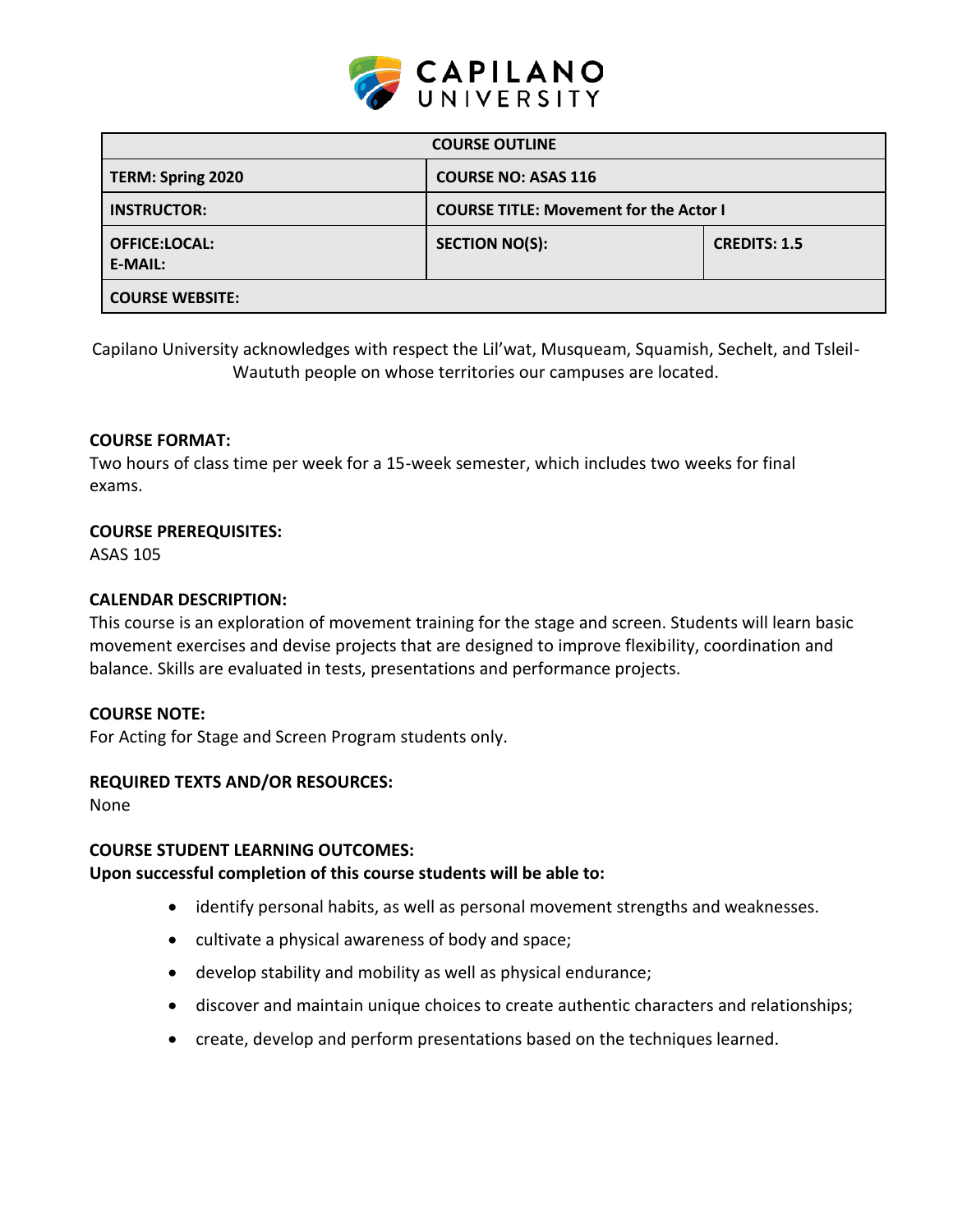CAPILANO UNIVERSITY

| COURSE OUTLINE | | |
|---|---|---|
| **TERM: Spring 2020** | **COURSE NO: ASAS 116** | |
| **INSTRUCTOR:** | **COURSE TITLE: Movement for the Actor I** | |
| **OFFICE:LOCAL:**<br>**E-MAIL:** | **SECTION NO(S):** | **CREDITS: 1.5** |
| **COURSE WEBSITE:** | | |

Capilano University acknowledges with respect the Lil'wat, Musqueam, Squamish, Sechelt, and Tsleil-Waututh people on whose territories our campuses are located.

**COURSE FORMAT:**
Two hours of class time per week for a 15-week semester, which includes two weeks for final exams.

**COURSE PREREQUISITES:**
ASAS 105

**CALENDAR DESCRIPTION:**
This course is an exploration of movement training for the stage and screen. Students will learn basic movement exercises and devise projects that are designed to improve flexibility, coordination and balance. Skills are evaluated in tests, presentations and performance projects.

**COURSE NOTE:**
For Acting for Stage and Screen Program students only.

**REQUIRED TEXTS AND/OR RESOURCES:**
None

**COURSE STUDENT LEARNING OUTCOMES:**
**Upon successful completion of this course students will be able to:**

- identify personal habits, as well as personal movement strengths and weaknesses.
- cultivate a physical awareness of body and space;
- develop stability and mobility as well as physical endurance;
- discover and maintain unique choices to create authentic characters and relationships;
- create, develop and perform presentations based on the techniques learned.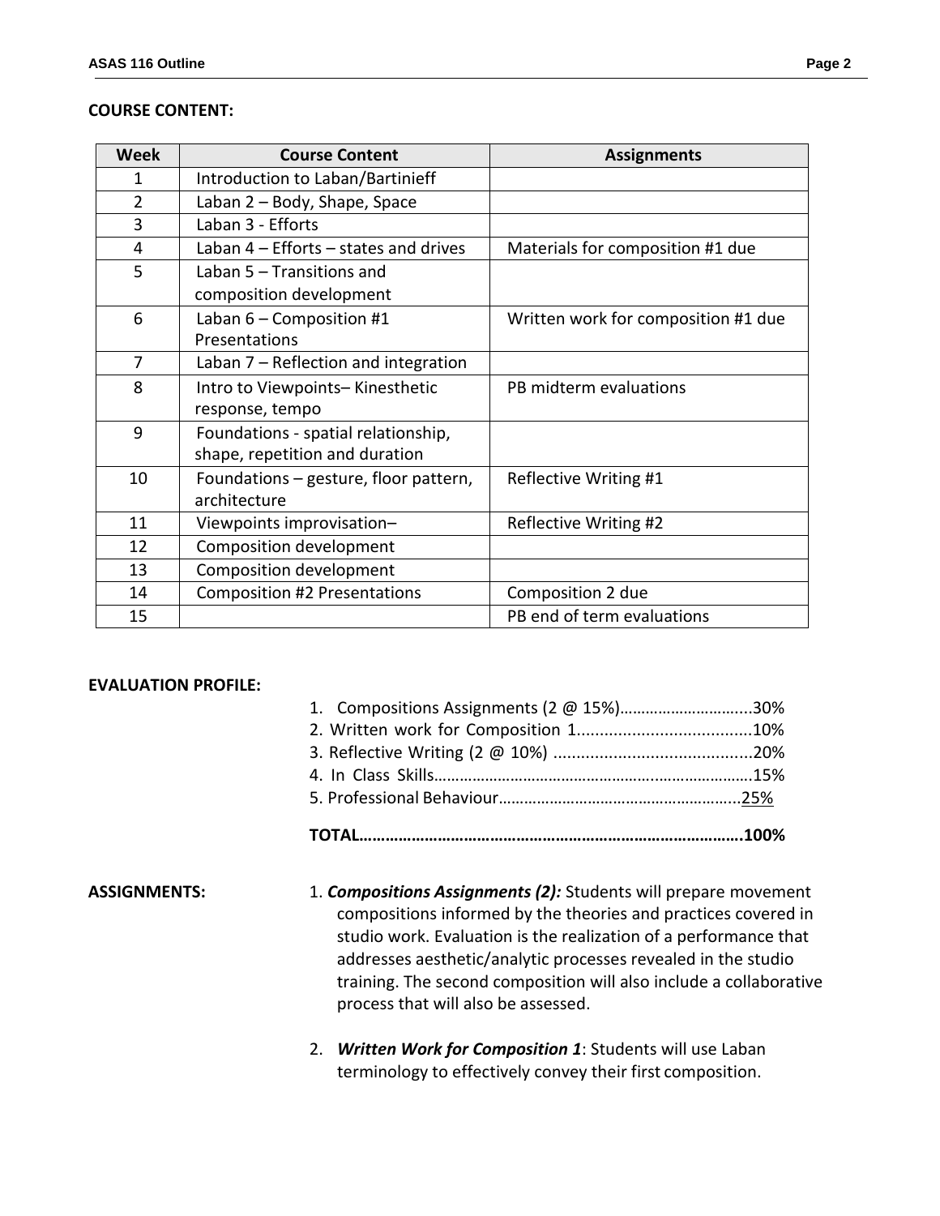**COURSE CONTENT:**

| Week | Course Content | Assignments |
|---|---|---|
| 1 | Introduction to Laban/Bartinieff | |
| 2 | Laban 2 – Body, Shape, Space | |
| 3 | Laban 3 - Efforts | |
| 4 | Laban 4 – Efforts – states and drives | Materials for composition #1 due |
| 5 | Laban 5 – Transitions and composition development | |
| 6 | Laban 6 – Composition #1 Presentations | Written work for composition #1 due |
| 7 | Laban 7 – Reflection and integration | |
| 8 | Intro to Viewpoints– Kinesthetic response, tempo | PB midterm evaluations |
| 9 | Foundations - spatial relationship, shape, repetition and duration | |
| 10 | Foundations – gesture, floor pattern, architecture | Reflective Writing #1 |
| 11 | Viewpoints improvisation– | Reflective Writing #2 |
| 12 | Composition development | |
| 13 | Composition development | |
| 14 | Composition #2 Presentations | Composition 2 due |
| 15 | | PB end of term evaluations |

**EVALUATION PROFILE:**

1. Compositions Assignments (2 @ 15%)…………………………..30%
2. Written work for Composition 1......................................10%
3. Reflective Writing (2 @ 10%) ...........................................20%
4. In Class Skills………………………………………………………………..15%
5. Professional Behaviour………………………………………………..25%

**TOTAL……………………………………………………………………………100%**

**ASSIGNMENTS:**

1. ***Compositions Assignments (2):*** Students will prepare movement compositions informed by the theories and practices covered in studio work. Evaluation is the realization of a performance that addresses aesthetic/analytic processes revealed in the studio training. The second composition will also include a collaborative process that will also be assessed.

2. ***Written Work for Composition 1***: Students will use Laban terminology to effectively convey their first composition.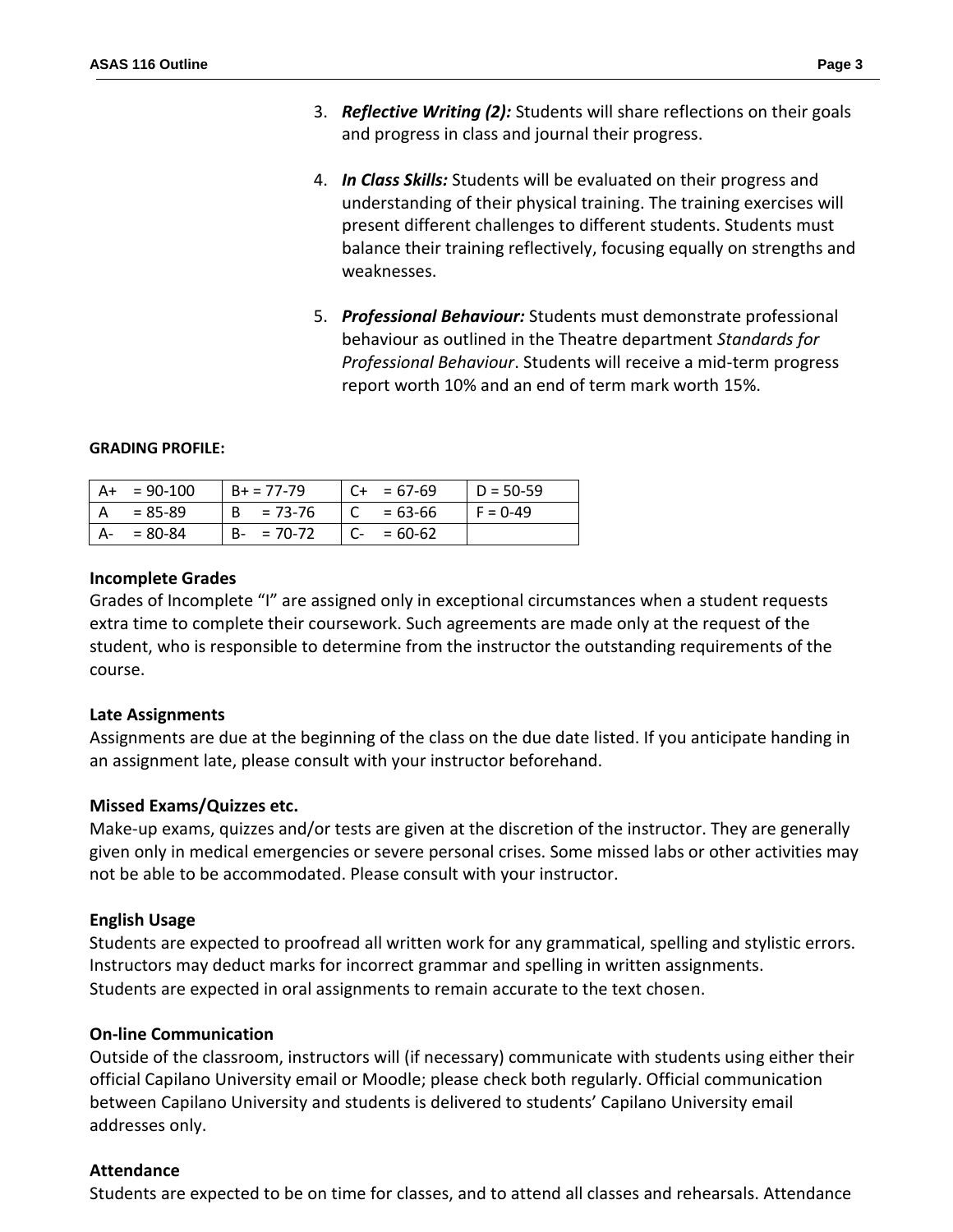3. ***Reflective Writing (2):*** Students will share reflections on their goals and progress in class and journal their progress.

4. ***In Class Skills:*** Students will be evaluated on their progress and understanding of their physical training. The training exercises will present different challenges to different students. Students must balance their training reflectively, focusing equally on strengths and weaknesses.

5. ***Professional Behaviour:*** Students must demonstrate professional behaviour as outlined in the Theatre department *Standards for Professional Behaviour*. Students will receive a mid-term progress report worth 10% and an end of term mark worth 15%.

**GRADING PROFILE:**

| A+ = 90-100 | B+ = 77-79 | C+ = 67-69 | D = 50-59 |
|---|---|---|---|
| A = 85-89 | B = 73-76 | C = 63-66 | F = 0-49 |
| A- = 80-84 | B- = 70-72 | C- = 60-62 | |

### Incomplete Grades

Grades of Incomplete "I" are assigned only in exceptional circumstances when a student requests extra time to complete their coursework. Such agreements are made only at the request of the student, who is responsible to determine from the instructor the outstanding requirements of the course.

### Late Assignments

Assignments are due at the beginning of the class on the due date listed. If you anticipate handing in an assignment late, please consult with your instructor beforehand.

### Missed Exams/Quizzes etc.

Make-up exams, quizzes and/or tests are given at the discretion of the instructor. They are generally given only in medical emergencies or severe personal crises. Some missed labs or other activities may not be able to be accommodated. Please consult with your instructor.

### English Usage

Students are expected to proofread all written work for any grammatical, spelling and stylistic errors. Instructors may deduct marks for incorrect grammar and spelling in written assignments.
Students are expected in oral assignments to remain accurate to the text chosen.

### On-line Communication

Outside of the classroom, instructors will (if necessary) communicate with students using either their official Capilano University email or Moodle; please check both regularly. Official communication between Capilano University and students is delivered to students' Capilano University email addresses only.

### Attendance

Students are expected to be on time for classes, and to attend all classes and rehearsals. Attendance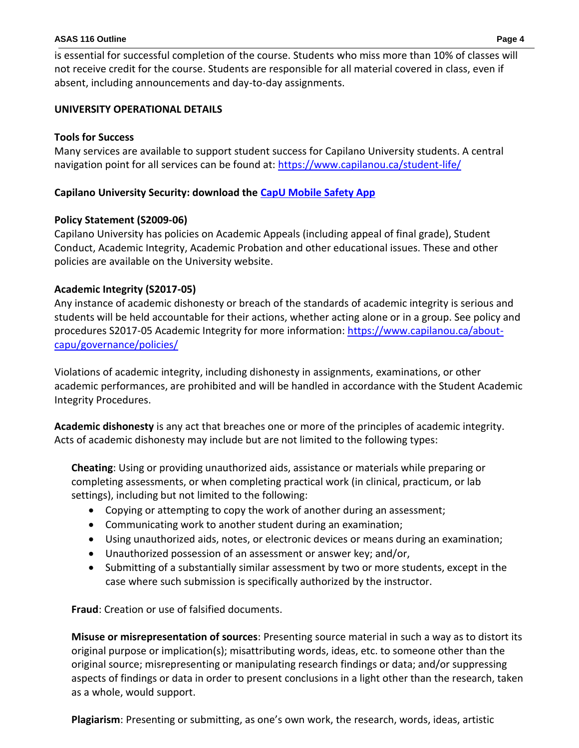is essential for successful completion of the course. Students who miss more than 10% of classes will not receive credit for the course. Students are responsible for all material covered in class, even if absent, including announcements and day-to-day assignments.

## UNIVERSITY OPERATIONAL DETAILS

### Tools for Success

Many services are available to support student success for Capilano University students. A central navigation point for all services can be found at: https://www.capilanou.ca/student-life/

### Capilano University Security: download the CapU Mobile Safety App

### Policy Statement (S2009-06)

Capilano University has policies on Academic Appeals (including appeal of final grade), Student Conduct, Academic Integrity, Academic Probation and other educational issues. These and other policies are available on the University website.

### Academic Integrity (S2017-05)

Any instance of academic dishonesty or breach of the standards of academic integrity is serious and students will be held accountable for their actions, whether acting alone or in a group. See policy and procedures S2017-05 Academic Integrity for more information: https://www.capilanou.ca/about-capu/governance/policies/

Violations of academic integrity, including dishonesty in assignments, examinations, or other academic performances, are prohibited and will be handled in accordance with the Student Academic Integrity Procedures.

**Academic dishonesty** is any act that breaches one or more of the principles of academic integrity. Acts of academic dishonesty may include but are not limited to the following types:

**Cheating**: Using or providing unauthorized aids, assistance or materials while preparing or completing assessments, or when completing practical work (in clinical, practicum, or lab settings), including but not limited to the following:

- Copying or attempting to copy the work of another during an assessment;
- Communicating work to another student during an examination;
- Using unauthorized aids, notes, or electronic devices or means during an examination;
- Unauthorized possession of an assessment or answer key; and/or,
- Submitting of a substantially similar assessment by two or more students, except in the case where such submission is specifically authorized by the instructor.

**Fraud**: Creation or use of falsified documents.

**Misuse or misrepresentation of sources**: Presenting source material in such a way as to distort its original purpose or implication(s); misattributing words, ideas, etc. to someone other than the original source; misrepresenting or manipulating research findings or data; and/or suppressing aspects of findings or data in order to present conclusions in a light other than the research, taken as a whole, would support.

**Plagiarism**: Presenting or submitting, as one's own work, the research, words, ideas, artistic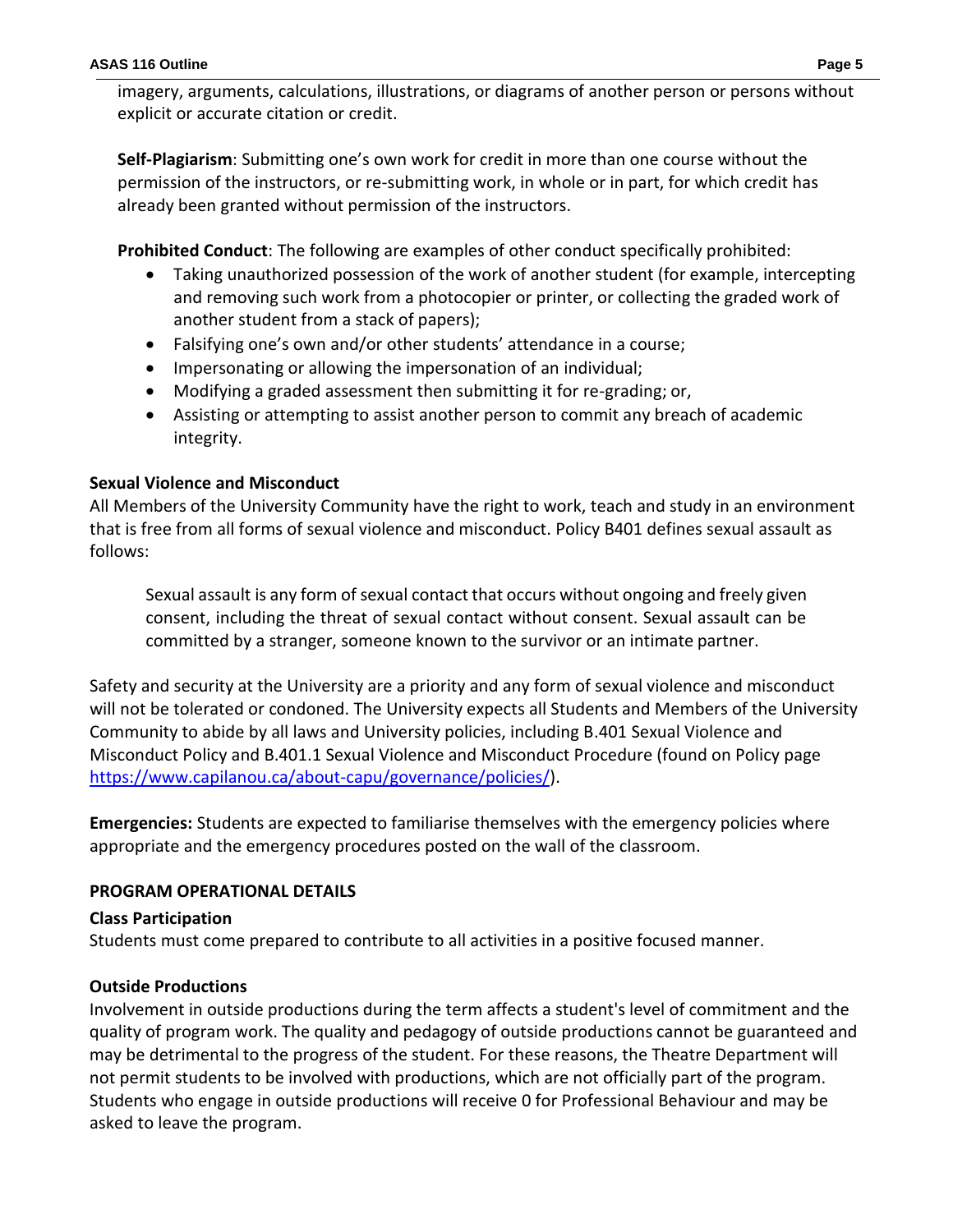imagery, arguments, calculations, illustrations, or diagrams of another person or persons without explicit or accurate citation or credit.

**Self-Plagiarism**: Submitting one's own work for credit in more than one course without the permission of the instructors, or re-submitting work, in whole or in part, for which credit has already been granted without permission of the instructors.

**Prohibited Conduct**: The following are examples of other conduct specifically prohibited:

- Taking unauthorized possession of the work of another student (for example, intercepting and removing such work from a photocopier or printer, or collecting the graded work of another student from a stack of papers);
- Falsifying one's own and/or other students' attendance in a course;
- Impersonating or allowing the impersonation of an individual;
- Modifying a graded assessment then submitting it for re-grading; or,
- Assisting or attempting to assist another person to commit any breach of academic integrity.

### Sexual Violence and Misconduct

All Members of the University Community have the right to work, teach and study in an environment that is free from all forms of sexual violence and misconduct. Policy B401 defines sexual assault as follows:

> Sexual assault is any form of sexual contact that occurs without ongoing and freely given consent, including the threat of sexual contact without consent. Sexual assault can be committed by a stranger, someone known to the survivor or an intimate partner.

Safety and security at the University are a priority and any form of sexual violence and misconduct will not be tolerated or condoned. The University expects all Students and Members of the University Community to abide by all laws and University policies, including B.401 Sexual Violence and Misconduct Policy and B.401.1 Sexual Violence and Misconduct Procedure (found on Policy page https://www.capilanou.ca/about-capu/governance/policies/).

**Emergencies:** Students are expected to familiarise themselves with the emergency policies where appropriate and the emergency procedures posted on the wall of the classroom.

## PROGRAM OPERATIONAL DETAILS

### Class Participation

Students must come prepared to contribute to all activities in a positive focused manner.

### Outside Productions

Involvement in outside productions during the term affects a student's level of commitment and the quality of program work. The quality and pedagogy of outside productions cannot be guaranteed and may be detrimental to the progress of the student. For these reasons, the Theatre Department will not permit students to be involved with productions, which are not officially part of the program. Students who engage in outside productions will receive 0 for Professional Behaviour and may be asked to leave the program.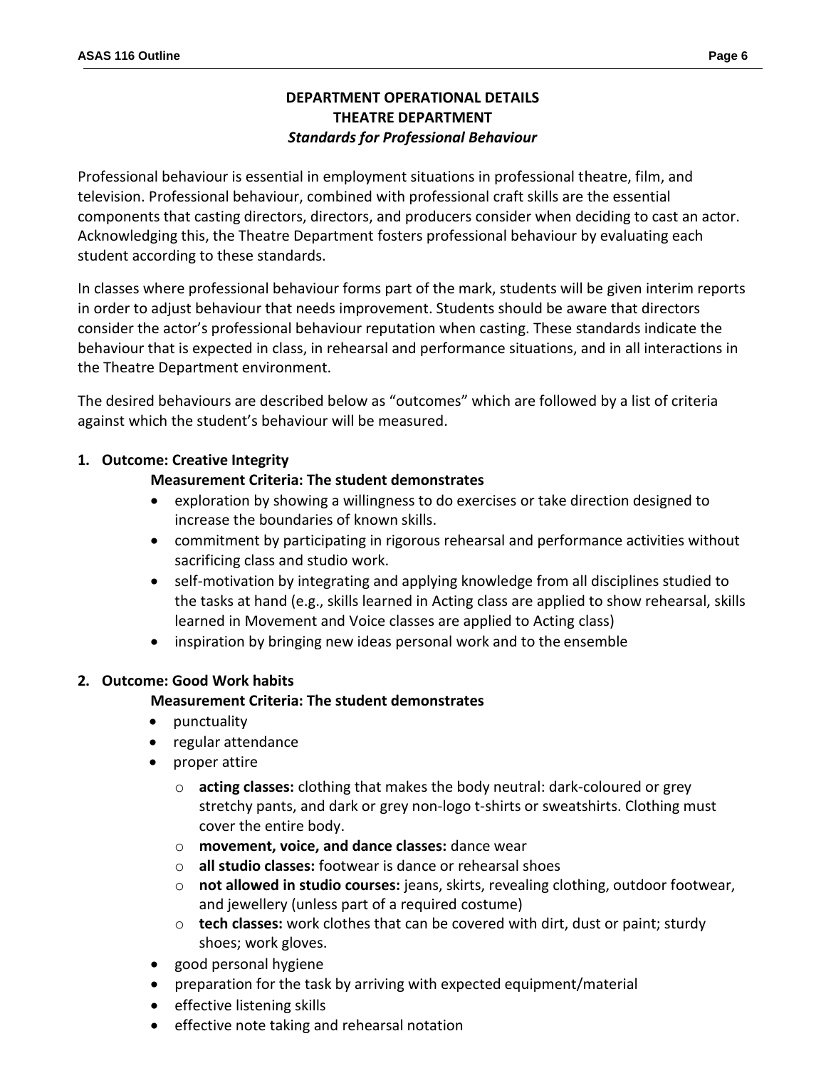## DEPARTMENT OPERATIONAL DETAILS
## THEATRE DEPARTMENT
### *Standards for Professional Behaviour*

Professional behaviour is essential in employment situations in professional theatre, film, and television. Professional behaviour, combined with professional craft skills are the essential components that casting directors, directors, and producers consider when deciding to cast an actor. Acknowledging this, the Theatre Department fosters professional behaviour by evaluating each student according to these standards.

In classes where professional behaviour forms part of the mark, students will be given interim reports in order to adjust behaviour that needs improvement. Students should be aware that directors consider the actor's professional behaviour reputation when casting. These standards indicate the behaviour that is expected in class, in rehearsal and performance situations, and in all interactions in the Theatre Department environment.

The desired behaviours are described below as "outcomes" which are followed by a list of criteria against which the student's behaviour will be measured.

1. **Outcome: Creative Integrity**

   **Measurement Criteria: The student demonstrates**

   - exploration by showing a willingness to do exercises or take direction designed to increase the boundaries of known skills.
   - commitment by participating in rigorous rehearsal and performance activities without sacrificing class and studio work.
   - self-motivation by integrating and applying knowledge from all disciplines studied to the tasks at hand (e.g., skills learned in Acting class are applied to show rehearsal, skills learned in Movement and Voice classes are applied to Acting class)
   - inspiration by bringing new ideas personal work and to the ensemble

2. **Outcome: Good Work habits**

   **Measurement Criteria: The student demonstrates**

   - punctuality
   - regular attendance
   - proper attire
     - **acting classes:** clothing that makes the body neutral: dark-coloured or grey stretchy pants, and dark or grey non-logo t-shirts or sweatshirts. Clothing must cover the entire body.
     - **movement, voice, and dance classes:** dance wear
     - **all studio classes:** footwear is dance or rehearsal shoes
     - **not allowed in studio courses:** jeans, skirts, revealing clothing, outdoor footwear, and jewellery (unless part of a required costume)
     - **tech classes:** work clothes that can be covered with dirt, dust or paint; sturdy shoes; work gloves.
   - good personal hygiene
   - preparation for the task by arriving with expected equipment/material
   - effective listening skills
   - effective note taking and rehearsal notation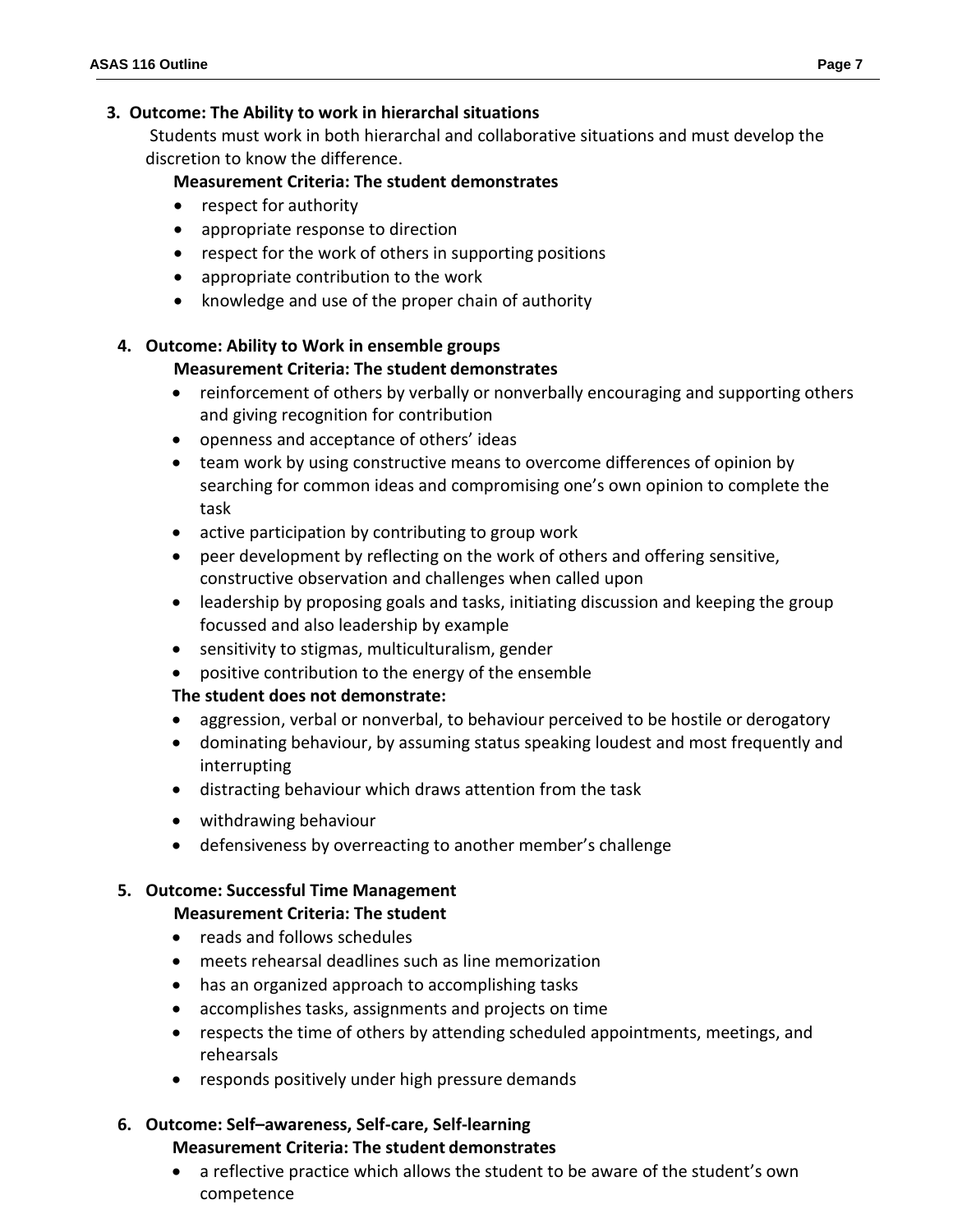**3. Outcome: The Ability to work in hierarchal situations**

Students must work in both hierarchal and collaborative situations and must develop the discretion to know the difference.

**Measurement Criteria: The student demonstrates**

- respect for authority
- appropriate response to direction
- respect for the work of others in supporting positions
- appropriate contribution to the work
- knowledge and use of the proper chain of authority

**4. Outcome: Ability to Work in ensemble groups**

**Measurement Criteria: The student demonstrates**

- reinforcement of others by verbally or nonverbally encouraging and supporting others and giving recognition for contribution
- openness and acceptance of others' ideas
- team work by using constructive means to overcome differences of opinion by searching for common ideas and compromising one's own opinion to complete the task
- active participation by contributing to group work
- peer development by reflecting on the work of others and offering sensitive, constructive observation and challenges when called upon
- leadership by proposing goals and tasks, initiating discussion and keeping the group focussed and also leadership by example
- sensitivity to stigmas, multiculturalism, gender
- positive contribution to the energy of the ensemble

**The student does not demonstrate:**

- aggression, verbal or nonverbal, to behaviour perceived to be hostile or derogatory
- dominating behaviour, by assuming status speaking loudest and most frequently and interrupting
- distracting behaviour which draws attention from the task
- withdrawing behaviour
- defensiveness by overreacting to another member's challenge

**5. Outcome: Successful Time Management**

**Measurement Criteria: The student**

- reads and follows schedules
- meets rehearsal deadlines such as line memorization
- has an organized approach to accomplishing tasks
- accomplishes tasks, assignments and projects on time
- respects the time of others by attending scheduled appointments, meetings, and rehearsals
- responds positively under high pressure demands

**6. Outcome: Self–awareness, Self-care, Self-learning**

**Measurement Criteria: The student demonstrates**

- a reflective practice which allows the student to be aware of the student's own competence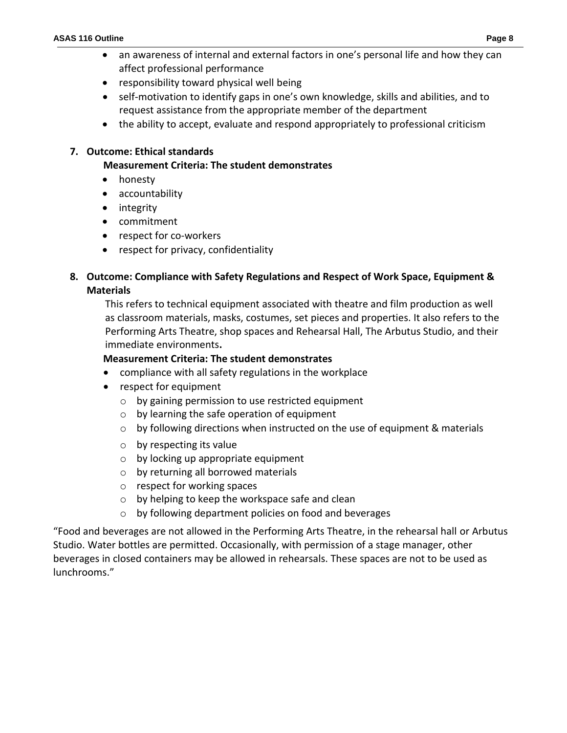- an awareness of internal and external factors in one's personal life and how they can affect professional performance
- responsibility toward physical well being
- self-motivation to identify gaps in one's own knowledge, skills and abilities, and to request assistance from the appropriate member of the department
- the ability to accept, evaluate and respond appropriately to professional criticism

7. **Outcome: Ethical standards**

   **Measurement Criteria: The student demonstrates**

   - honesty
   - accountability
   - integrity
   - commitment
   - respect for co-workers
   - respect for privacy, confidentiality

8. **Outcome: Compliance with Safety Regulations and Respect of Work Space, Equipment & Materials**

   This refers to technical equipment associated with theatre and film production as well as classroom materials, masks, costumes, set pieces and properties. It also refers to the Performing Arts Theatre, shop spaces and Rehearsal Hall, The Arbutus Studio, and their immediate environments**.**

   **Measurement Criteria: The student demonstrates**

   - compliance with all safety regulations in the workplace
   - respect for equipment
     - by gaining permission to use restricted equipment
     - by learning the safe operation of equipment
     - by following directions when instructed on the use of equipment & materials
     - by respecting its value
     - by locking up appropriate equipment
     - by returning all borrowed materials
     - respect for working spaces
     - by helping to keep the workspace safe and clean
     - by following department policies on food and beverages

"Food and beverages are not allowed in the Performing Arts Theatre, in the rehearsal hall or Arbutus Studio. Water bottles are permitted. Occasionally, with permission of a stage manager, other beverages in closed containers may be allowed in rehearsals. These spaces are not to be used as lunchrooms."